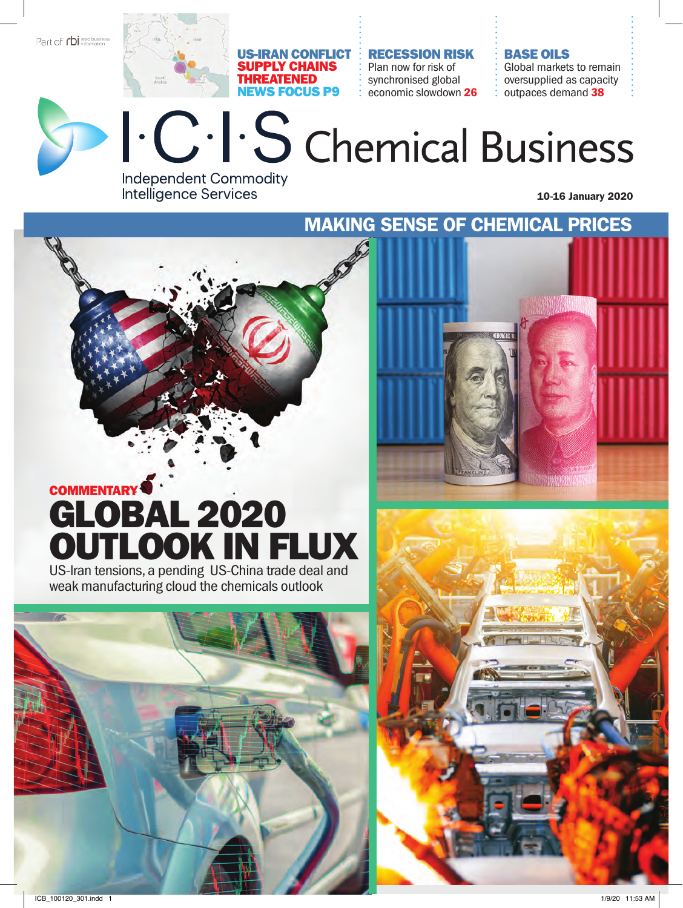Part of rbi reed business information

**US-IRAN CONFLICT SUPPLY CHAINS THREATENED NEWS FOCUS P9**

**RECESSION RISK** Plan now for risk of synchronised global economic slowdown **26**

**BASE OILS** Global markets to remain oversupplied as capacity outpaces demand **38**

# I·C·I·S Chemical Business

Independent Commodity Intelligence Services

10-16 January 2020

## MAKING SENSE OF CHEMICAL PRICES

**COMMENTARY**

# GLOBAL 2020 OUTLOOK IN FLUX

US-Iran tensions, a pending US-China trade deal and weak manufacturing cloud the chemicals outlook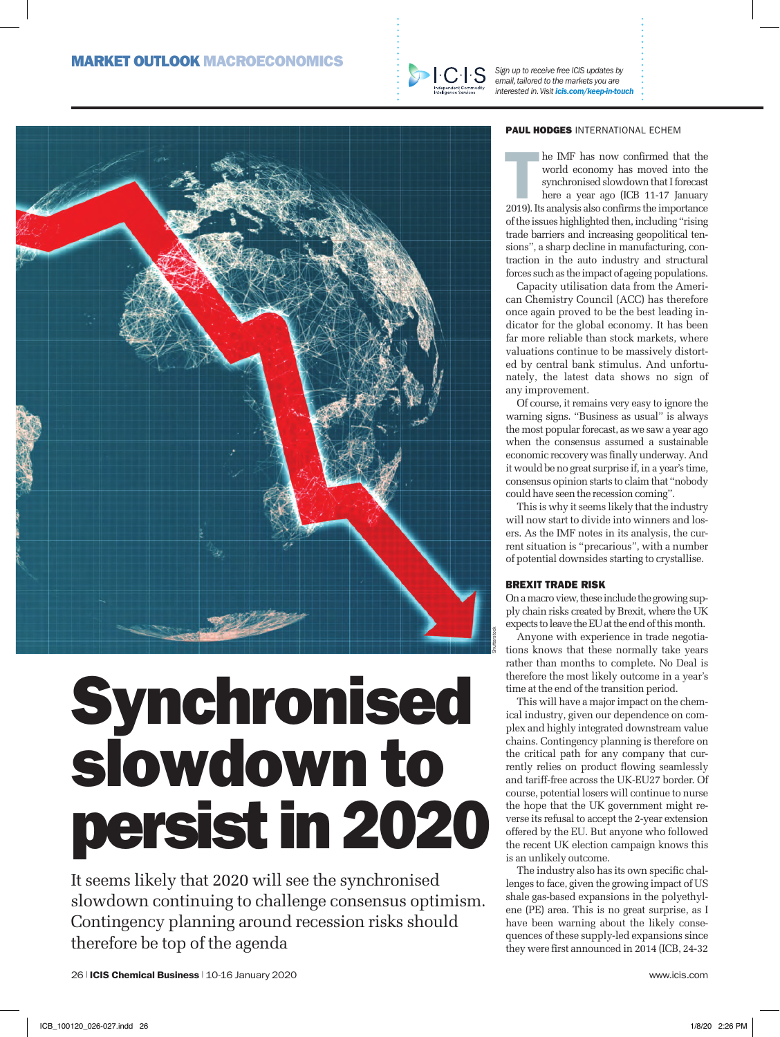MARKET OUTLOOK MACROECONOMICS

*Sign up to receive free ICIS updates by email, tailored to the markets you are interested in. Visit* ***icis.com/keep-in-touch***

# Synchronised slowdown to persist in 2020

It seems likely that 2020 will see the synchronised slowdown continuing to challenge consensus optimism. Contingency planning around recession risks should therefore be top of the agenda

**PAUL HODGES** INTERNATIONAL ECHEM

The IMF has now confirmed that the world economy has moved into the synchronised slowdown that I forecast here a year ago (ICB 11-17 January 2019). Its analysis also confirms the importance of the issues highlighted then, including "rising trade barriers and increasing geopolitical tensions", a sharp decline in manufacturing, contraction in the auto industry and structural forces such as the impact of ageing populations.

Capacity utilisation data from the American Chemistry Council (ACC) has therefore once again proved to be the best leading indicator for the global economy. It has been far more reliable than stock markets, where valuations continue to be massively distorted by central bank stimulus. And unfortunately, the latest data shows no sign of any improvement.

Of course, it remains very easy to ignore the warning signs. "Business as usual" is always the most popular forecast, as we saw a year ago when the consensus assumed a sustainable economic recovery was finally underway. And it would be no great surprise if, in a year's time, consensus opinion starts to claim that "nobody could have seen the recession coming".

This is why it seems likely that the industry will now start to divide into winners and losers. As the IMF notes in its analysis, the current situation is "precarious", with a number of potential downsides starting to crystallise.

## BREXIT TRADE RISK

On a macro view, these include the growing supply chain risks created by Brexit, where the UK expects to leave the EU at the end of this month.

Anyone with experience in trade negotiations knows that these normally take years rather than months to complete. No Deal is therefore the most likely outcome in a year's time at the end of the transition period.

This will have a major impact on the chemical industry, given our dependence on complex and highly integrated downstream value chains. Contingency planning is therefore on the critical path for any company that currently relies on product flowing seamlessly and tariff-free across the UK-EU27 border. Of course, potential losers will continue to nurse the hope that the UK government might reverse its refusal to accept the 2-year extension offered by the EU. But anyone who followed the recent UK election campaign knows this is an unlikely outcome.

The industry also has its own specific challenges to face, given the growing impact of US shale gas-based expansions in the polyethylene (PE) area. This is no great surprise, as I have been warning about the likely consequences of these supply-led expansions since they were first announced in 2014 (ICB, 24-32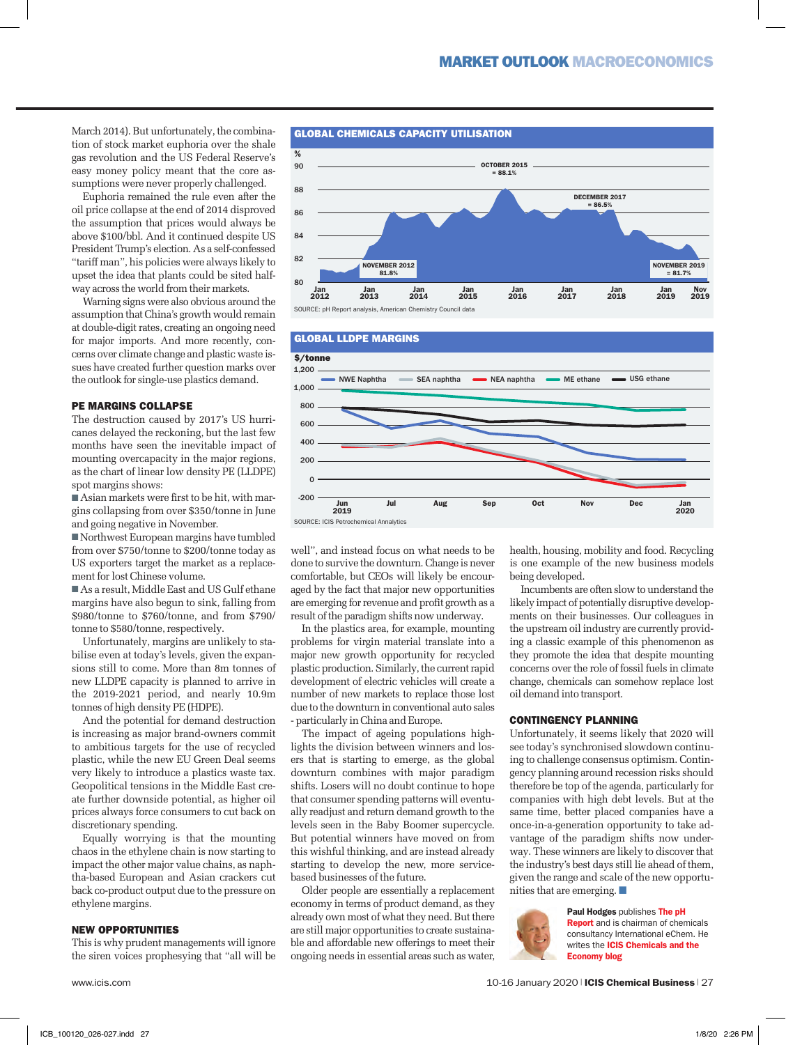March 2014). But unfortunately, the combination of stock market euphoria over the shale gas revolution and the US Federal Reserve's easy money policy meant that the core assumptions were never properly challenged.

Euphoria remained the rule even after the oil price collapse at the end of 2014 disproved the assumption that prices would always be above $100/bbl. And it continued despite US President Trump's election. As a self-confessed "tariff man", his policies were always likely to upset the idea that plants could be sited halfway across the world from their markets.

Warning signs were also obvious around the assumption that China's growth would remain at double-digit rates, creating an ongoing need for major imports. And more recently, concerns over climate change and plastic waste issues have created further question marks over the outlook for single-use plastics demand.

### PE MARGINS COLLAPSE

The destruction caused by 2017's US hurricanes delayed the reckoning, but the last few months have seen the inevitable impact of mounting overcapacity in the major regions, as the chart of linear low density PE (LLDPE) spot margins shows:

- Asian markets were first to be hit, with margins collapsing from over $350/tonne in June and going negative in November.
- Northwest European margins have tumbled from over $750/tonne to $200/tonne today as US exporters target the market as a replacement for lost Chinese volume.
- As a result, Middle East and US Gulf ethane margins have also begun to sink, falling from $980/tonne to $760/tonne, and from $790/tonne to $580/tonne, respectively.

Unfortunately, margins are unlikely to stabilise even at today's levels, given the expansions still to come. More than 8m tonnes of new LLDPE capacity is planned to arrive in the 2019-2021 period, and nearly 10.9m tonnes of high density PE (HDPE).

And the potential for demand destruction is increasing as major brand-owners commit to ambitious targets for the use of recycled plastic, while the new EU Green Deal seems very likely to introduce a plastics waste tax. Geopolitical tensions in the Middle East create further downside potential, as higher oil prices always force consumers to cut back on discretionary spending.

Equally worrying is that the mounting chaos in the ethylene chain is now starting to impact the other major value chains, as naphtha-based European and Asian crackers cut back co-product output due to the pressure on ethylene margins.

### NEW OPPORTUNITIES

This is why prudent managements will ignore the siren voices prophesying that "all will be well", and instead focus on what needs to be done to survive the downturn. Change is never comfortable, but CEOs will likely be encouraged by the fact that major new opportunities are emerging for revenue and profit growth as a result of the paradigm shifts now underway.

In the plastics area, for example, mounting problems for virgin material translate into a major new growth opportunity for recycled plastic production. Similarly, the current rapid development of electric vehicles will create a number of new markets to replace those lost due to the downturn in conventional auto sales - particularly in China and Europe.

The impact of ageing populations highlights the division between winners and losers that is starting to emerge, as the global downturn combines with major paradigm shifts. Losers will no doubt continue to hope that consumer spending patterns will eventually readjust and return demand growth to the levels seen in the Baby Boomer supercycle. But potential winners have moved on from this wishful thinking, and are instead already starting to develop the new, more service-based businesses of the future.

Older people are essentially a replacement economy in terms of product demand, as they already own most of what they need. But there are still major opportunities to create sustainable and affordable new offerings to meet their ongoing needs in essential areas such as water, health, housing, mobility and food. Recycling is one example of the new business models being developed.

Incumbents are often slow to understand the likely impact of potentially disruptive developments on their businesses. Our colleagues in the upstream oil industry are currently providing a classic example of this phenomenon as they promote the idea that despite mounting concerns over the role of fossil fuels in climate change, chemicals can somehow replace lost oil demand into transport.

### CONTINGENCY PLANNING

Unfortunately, it seems likely that 2020 will see today's synchronised slowdown continuing to challenge consensus optimism. Contingency planning around recession risks should therefore be top of the agenda, particularly for companies with high debt levels. But at the same time, better placed companies have a once-in-a-generation opportunity to take advantage of the paradigm shifts now underway. These winners are likely to discover that the industry's best days still lie ahead of them, given the range and scale of the new opportunities that are emerging. ■

**GLOBAL CHEMICALS CAPACITY UTILISATION**

%

90, 88, 86, 84, 82, 80

OCTOBER 2015 = 88.1%

DECEMBER 2017 = 86.5%

NOVEMBER 2012 81.8%

NOVEMBER 2019 = 81.7%

Jan 2012, Jan 2013, Jan 2014, Jan 2015, Jan 2016, Jan 2017, Jan 2018, Jan 2019, Nov 2019

SOURCE: pH Report analysis, American Chemistry Council data

**GLOBAL LLDPE MARGINS**

$/tonne

NWE Naphtha, SEA naphtha, NEA naphtha, ME ethane, USG ethane

1,200, 1,000, 800, 600, 400, 200, 0, -200

Jun 2019, Jul, Aug, Sep, Oct, Nov, Dec, Jan 2020

SOURCE: ICIS Petrochemical Analytics

**Paul Hodges** publishes **The pH Report** and is chairman of chemicals consultancy International eChem. He writes the **ICIS Chemicals and the Economy blog**